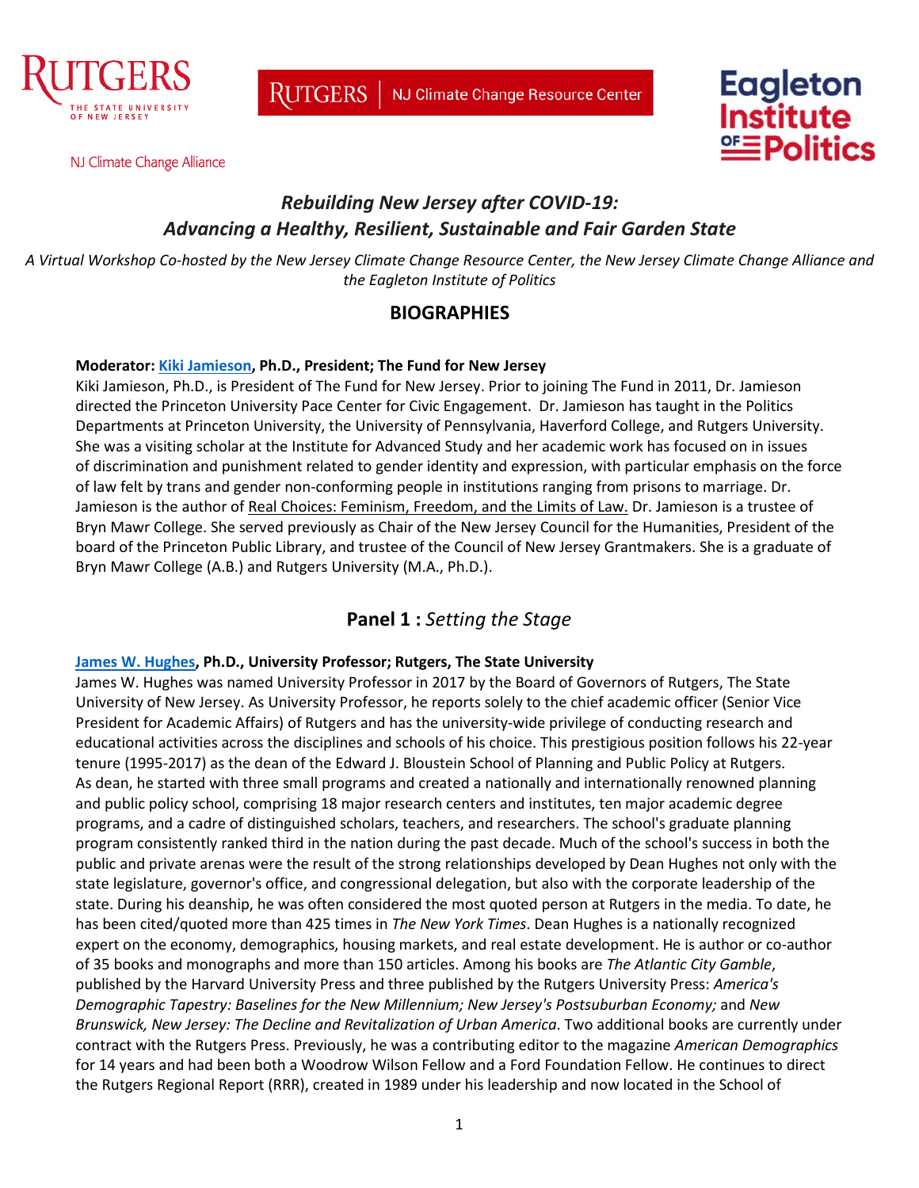NJ Climate Change Alliance

# *Rebuilding New Jersey after COVID-19: Advancing a Healthy, Resilient, Sustainable and Fair Garden State*

*A Virtual Workshop Co-hosted by the New Jersey Climate Change Resource Center, the New Jersey Climate Change Alliance and the Eagleton Institute of Politics*

## BIOGRAPHIES

**Moderator: Kiki Jamieson, Ph.D., President; The Fund for New Jersey**

Kiki Jamieson, Ph.D., is President of The Fund for New Jersey. Prior to joining The Fund in 2011, Dr. Jamieson directed the Princeton University Pace Center for Civic Engagement. Dr. Jamieson has taught in the Politics Departments at Princeton University, the University of Pennsylvania, Haverford College, and Rutgers University. She was a visiting scholar at the Institute for Advanced Study and her academic work has focused on in issues of discrimination and punishment related to gender identity and expression, with particular emphasis on the force of law felt by trans and gender non-conforming people in institutions ranging from prisons to marriage. Dr. Jamieson is the author of Real Choices: Feminism, Freedom, and the Limits of Law. Dr. Jamieson is a trustee of Bryn Mawr College. She served previously as Chair of the New Jersey Council for the Humanities, President of the board of the Princeton Public Library, and trustee of the Council of New Jersey Grantmakers. She is a graduate of Bryn Mawr College (A.B.) and Rutgers University (M.A., Ph.D.).

## Panel 1 : *Setting the Stage*

**James W. Hughes, Ph.D., University Professor; Rutgers, The State University**

James W. Hughes was named University Professor in 2017 by the Board of Governors of Rutgers, The State University of New Jersey. As University Professor, he reports solely to the chief academic officer (Senior Vice President for Academic Affairs) of Rutgers and has the university-wide privilege of conducting research and educational activities across the disciplines and schools of his choice. This prestigious position follows his 22-year tenure (1995-2017) as the dean of the Edward J. Bloustein School of Planning and Public Policy at Rutgers. As dean, he started with three small programs and created a nationally and internationally renowned planning and public policy school, comprising 18 major research centers and institutes, ten major academic degree programs, and a cadre of distinguished scholars, teachers, and researchers. The school's graduate planning program consistently ranked third in the nation during the past decade. Much of the school's success in both the public and private arenas were the result of the strong relationships developed by Dean Hughes not only with the state legislature, governor's office, and congressional delegation, but also with the corporate leadership of the state. During his deanship, he was often considered the most quoted person at Rutgers in the media. To date, he has been cited/quoted more than 425 times in *The New York Times*. Dean Hughes is a nationally recognized expert on the economy, demographics, housing markets, and real estate development. He is author or co-author of 35 books and monographs and more than 150 articles. Among his books are *The Atlantic City Gamble*, published by the Harvard University Press and three published by the Rutgers University Press: *America's Demographic Tapestry: Baselines for the New Millennium; New Jersey's Postsuburban Economy;* and *New Brunswick, New Jersey: The Decline and Revitalization of Urban America*. Two additional books are currently under contract with the Rutgers Press. Previously, he was a contributing editor to the magazine *American Demographics* for 14 years and had been both a Woodrow Wilson Fellow and a Ford Foundation Fellow. He continues to direct the Rutgers Regional Report (RRR), created in 1989 under his leadership and now located in the School of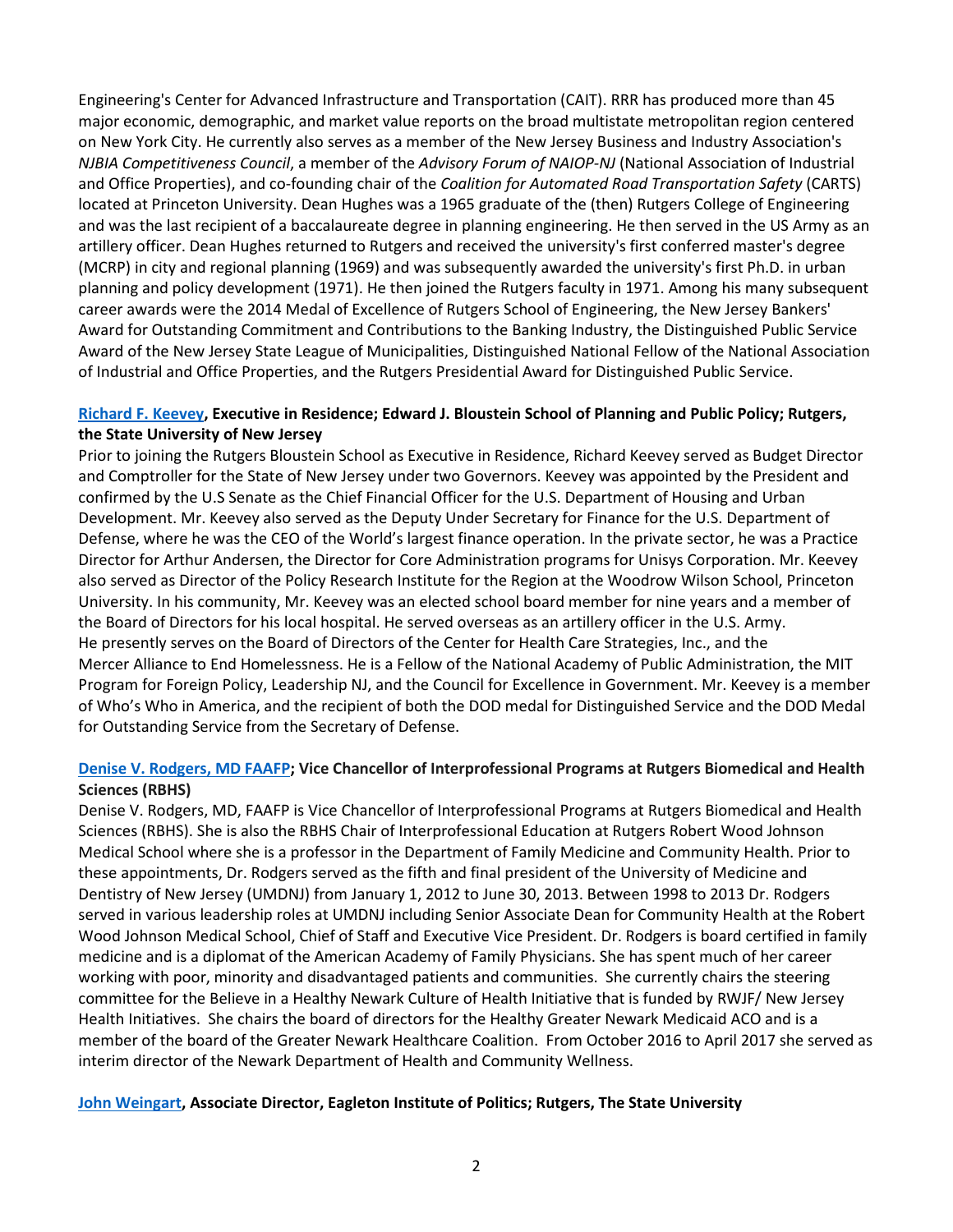Engineering's Center for Advanced Infrastructure and Transportation (CAIT). RRR has produced more than 45 major economic, demographic, and market value reports on the broad multistate metropolitan region centered on New York City. He currently also serves as a member of the New Jersey Business and Industry Association's *NJBIA Competitiveness Council*, a member of the *Advisory Forum of NAIOP-NJ* (National Association of Industrial and Office Properties), and co-founding chair of the *Coalition for Automated Road Transportation Safety* (CARTS) located at Princeton University. Dean Hughes was a 1965 graduate of the (then) Rutgers College of Engineering and was the last recipient of a baccalaureate degree in planning engineering. He then served in the US Army as an artillery officer. Dean Hughes returned to Rutgers and received the university's first conferred master's degree (MCRP) in city and regional planning (1969) and was subsequently awarded the university's first Ph.D. in urban planning and policy development (1971). He then joined the Rutgers faculty in 1971. Among his many subsequent career awards were the 2014 Medal of Excellence of Rutgers School of Engineering, the New Jersey Bankers' Award for Outstanding Commitment and Contributions to the Banking Industry, the Distinguished Public Service Award of the New Jersey State League of Municipalities, Distinguished National Fellow of the National Association of Industrial and Office Properties, and the Rutgers Presidential Award for Distinguished Public Service.

**Richard F. Keevey, Executive in Residence; Edward J. Bloustein School of Planning and Public Policy; Rutgers, the State University of New Jersey**

Prior to joining the Rutgers Bloustein School as Executive in Residence, Richard Keevey served as Budget Director and Comptroller for the State of New Jersey under two Governors. Keevey was appointed by the President and confirmed by the U.S Senate as the Chief Financial Officer for the U.S. Department of Housing and Urban Development. Mr. Keevey also served as the Deputy Under Secretary for Finance for the U.S. Department of Defense, where he was the CEO of the World's largest finance operation. In the private sector, he was a Practice Director for Arthur Andersen, the Director for Core Administration programs for Unisys Corporation. Mr. Keevey also served as Director of the Policy Research Institute for the Region at the Woodrow Wilson School, Princeton University. In his community, Mr. Keevey was an elected school board member for nine years and a member of the Board of Directors for his local hospital. He served overseas as an artillery officer in the U.S. Army. He presently serves on the Board of Directors of the Center for Health Care Strategies, Inc., and the Mercer Alliance to End Homelessness. He is a Fellow of the National Academy of Public Administration, the MIT Program for Foreign Policy, Leadership NJ, and the Council for Excellence in Government. Mr. Keevey is a member of Who's Who in America, and the recipient of both the DOD medal for Distinguished Service and the DOD Medal for Outstanding Service from the Secretary of Defense.

**Denise V. Rodgers, MD FAAFP; Vice Chancellor of Interprofessional Programs at Rutgers Biomedical and Health Sciences (RBHS)**

Denise V. Rodgers, MD, FAAFP is Vice Chancellor of Interprofessional Programs at Rutgers Biomedical and Health Sciences (RBHS). She is also the RBHS Chair of Interprofessional Education at Rutgers Robert Wood Johnson Medical School where she is a professor in the Department of Family Medicine and Community Health. Prior to these appointments, Dr. Rodgers served as the fifth and final president of the University of Medicine and Dentistry of New Jersey (UMDNJ) from January 1, 2012 to June 30, 2013. Between 1998 to 2013 Dr. Rodgers served in various leadership roles at UMDNJ including Senior Associate Dean for Community Health at the Robert Wood Johnson Medical School, Chief of Staff and Executive Vice President. Dr. Rodgers is board certified in family medicine and is a diplomat of the American Academy of Family Physicians. She has spent much of her career working with poor, minority and disadvantaged patients and communities. She currently chairs the steering committee for the Believe in a Healthy Newark Culture of Health Initiative that is funded by RWJF/ New Jersey Health Initiatives. She chairs the board of directors for the Healthy Greater Newark Medicaid ACO and is a member of the board of the Greater Newark Healthcare Coalition. From October 2016 to April 2017 she served as interim director of the Newark Department of Health and Community Wellness.

**John Weingart, Associate Director, Eagleton Institute of Politics; Rutgers, The State University**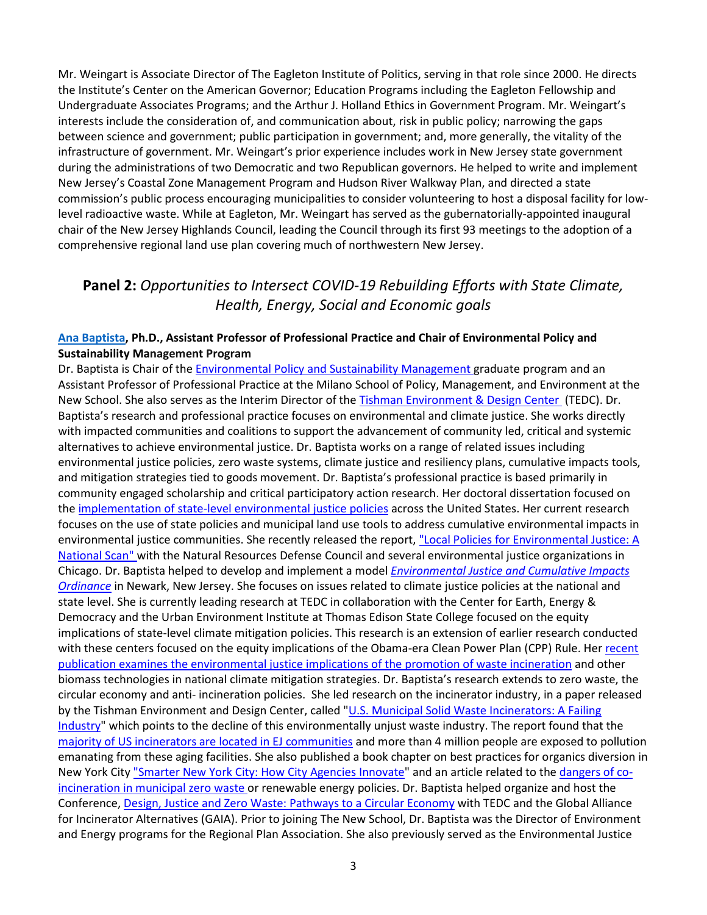Mr. Weingart is Associate Director of The Eagleton Institute of Politics, serving in that role since 2000. He directs the Institute's Center on the American Governor; Education Programs including the Eagleton Fellowship and Undergraduate Associates Programs; and the Arthur J. Holland Ethics in Government Program. Mr. Weingart's interests include the consideration of, and communication about, risk in public policy; narrowing the gaps between science and government; public participation in government; and, more generally, the vitality of the infrastructure of government. Mr. Weingart's prior experience includes work in New Jersey state government during the administrations of two Democratic and two Republican governors. He helped to write and implement New Jersey's Coastal Zone Management Program and Hudson River Walkway Plan, and directed a state commission's public process encouraging municipalities to consider volunteering to host a disposal facility for low-level radioactive waste. While at Eagleton, Mr. Weingart has served as the gubernatorially-appointed inaugural chair of the New Jersey Highlands Council, leading the Council through its first 93 meetings to the adoption of a comprehensive regional land use plan covering much of northwestern New Jersey.

## **Panel 2:** *Opportunities to Intersect COVID-19 Rebuilding Efforts with State Climate, Health, Energy, Social and Economic goals*

**Ana Baptista, Ph.D., Assistant Professor of Professional Practice and Chair of Environmental Policy and Sustainability Management Program**

Dr. Baptista is Chair of the Environmental Policy and Sustainability Management graduate program and an Assistant Professor of Professional Practice at the Milano School of Policy, Management, and Environment at the New School. She also serves as the Interim Director of the Tishman Environment & Design Center (TEDC). Dr. Baptista's research and professional practice focuses on environmental and climate justice. She works directly with impacted communities and coalitions to support the advancement of community led, critical and systemic alternatives to achieve environmental justice. Dr. Baptista works on a range of related issues including environmental justice policies, zero waste systems, climate justice and resiliency plans, cumulative impacts tools, and mitigation strategies tied to goods movement. Dr. Baptista's professional practice is based primarily in community engaged scholarship and critical participatory action research. Her doctoral dissertation focused on the implementation of state-level environmental justice policies across the United States. Her current research focuses on the use of state policies and municipal land use tools to address cumulative environmental impacts in environmental justice communities. She recently released the report, "Local Policies for Environmental Justice: A National Scan" with the Natural Resources Defense Council and several environmental justice organizations in Chicago. Dr. Baptista helped to develop and implement a model *Environmental Justice and Cumulative Impacts Ordinance* in Newark, New Jersey. She focuses on issues related to climate justice policies at the national and state level. She is currently leading research at TEDC in collaboration with the Center for Earth, Energy & Democracy and the Urban Environment Institute at Thomas Edison State College focused on the equity implications of state-level climate mitigation policies. This research is an extension of earlier research conducted with these centers focused on the equity implications of the Obama-era Clean Power Plan (CPP) Rule. Her recent publication examines the environmental justice implications of the promotion of waste incineration and other biomass technologies in national climate mitigation strategies. Dr. Baptista's research extends to zero waste, the circular economy and anti- incineration policies. She led research on the incinerator industry, in a paper released by the Tishman Environment and Design Center, called "U.S. Municipal Solid Waste Incinerators: A Failing Industry" which points to the decline of this environmentally unjust waste industry. The report found that the majority of US incinerators are located in EJ communities and more than 4 million people are exposed to pollution emanating from these aging facilities. She also published a book chapter on best practices for organics diversion in New York City "Smarter New York City: How City Agencies Innovate" and an article related to the dangers of co-incineration in municipal zero waste or renewable energy policies. Dr. Baptista helped organize and host the Conference, Design, Justice and Zero Waste: Pathways to a Circular Economy with TEDC and the Global Alliance for Incinerator Alternatives (GAIA). Prior to joining The New School, Dr. Baptista was the Director of Environment and Energy programs for the Regional Plan Association. She also previously served as the Environmental Justice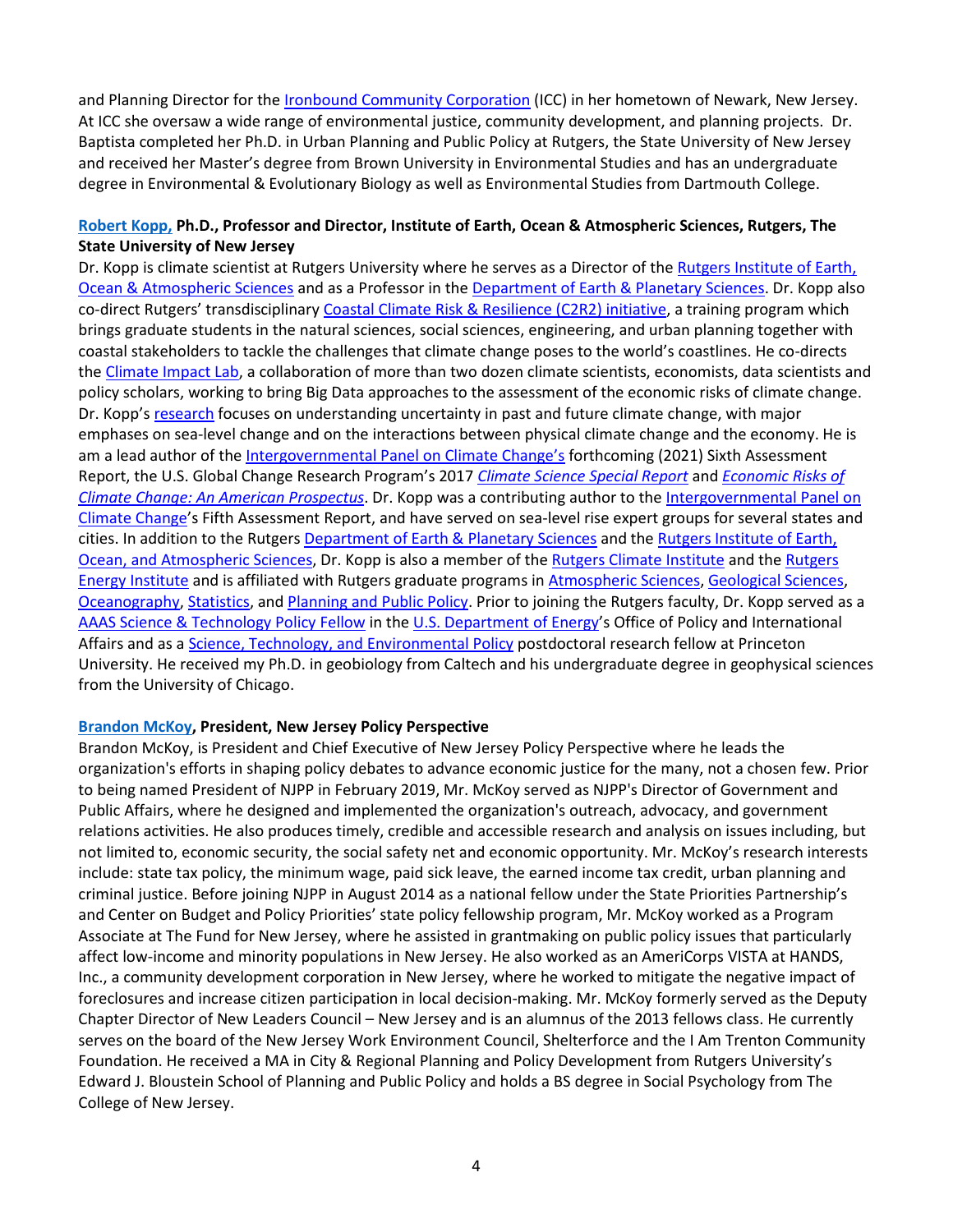and Planning Director for the Ironbound Community Corporation (ICC) in her hometown of Newark, New Jersey. At ICC she oversaw a wide range of environmental justice, community development, and planning projects. Dr. Baptista completed her Ph.D. in Urban Planning and Public Policy at Rutgers, the State University of New Jersey and received her Master's degree from Brown University in Environmental Studies and has an undergraduate degree in Environmental & Evolutionary Biology as well as Environmental Studies from Dartmouth College.

**Robert Kopp, Ph.D., Professor and Director, Institute of Earth, Ocean & Atmospheric Sciences, Rutgers, The State University of New Jersey**

Dr. Kopp is climate scientist at Rutgers University where he serves as a Director of the Rutgers Institute of Earth, Ocean & Atmospheric Sciences and as a Professor in the Department of Earth & Planetary Sciences. Dr. Kopp also co-direct Rutgers' transdisciplinary Coastal Climate Risk & Resilience (C2R2) initiative, a training program which brings graduate students in the natural sciences, social sciences, engineering, and urban planning together with coastal stakeholders to tackle the challenges that climate change poses to the world's coastlines. He co-directs the Climate Impact Lab, a collaboration of more than two dozen climate scientists, economists, data scientists and policy scholars, working to bring Big Data approaches to the assessment of the economic risks of climate change. Dr. Kopp's research focuses on understanding uncertainty in past and future climate change, with major emphases on sea-level change and on the interactions between physical climate change and the economy. He is am a lead author of the Intergovernmental Panel on Climate Change's forthcoming (2021) Sixth Assessment Report, the U.S. Global Change Research Program's 2017 *Climate Science Special Report* and *Economic Risks of Climate Change: An American Prospectus*. Dr. Kopp was a contributing author to the Intergovernmental Panel on Climate Change's Fifth Assessment Report, and have served on sea-level rise expert groups for several states and cities. In addition to the Rutgers Department of Earth & Planetary Sciences and the Rutgers Institute of Earth, Ocean, and Atmospheric Sciences, Dr. Kopp is also a member of the Rutgers Climate Institute and the Rutgers Energy Institute and is affiliated with Rutgers graduate programs in Atmospheric Sciences, Geological Sciences, Oceanography, Statistics, and Planning and Public Policy. Prior to joining the Rutgers faculty, Dr. Kopp served as a AAAS Science & Technology Policy Fellow in the U.S. Department of Energy's Office of Policy and International Affairs and as a Science, Technology, and Environmental Policy postdoctoral research fellow at Princeton University. He received my Ph.D. in geobiology from Caltech and his undergraduate degree in geophysical sciences from the University of Chicago.

**Brandon McKoy, President, New Jersey Policy Perspective**

Brandon McKoy, is President and Chief Executive of New Jersey Policy Perspective where he leads the organization's efforts in shaping policy debates to advance economic justice for the many, not a chosen few. Prior to being named President of NJPP in February 2019, Mr. McKoy served as NJPP's Director of Government and Public Affairs, where he designed and implemented the organization's outreach, advocacy, and government relations activities. He also produces timely, credible and accessible research and analysis on issues including, but not limited to, economic security, the social safety net and economic opportunity. Mr. McKoy's research interests include: state tax policy, the minimum wage, paid sick leave, the earned income tax credit, urban planning and criminal justice. Before joining NJPP in August 2014 as a national fellow under the State Priorities Partnership's and Center on Budget and Policy Priorities' state policy fellowship program, Mr. McKoy worked as a Program Associate at The Fund for New Jersey, where he assisted in grantmaking on public policy issues that particularly affect low-income and minority populations in New Jersey. He also worked as an AmeriCorps VISTA at HANDS, Inc., a community development corporation in New Jersey, where he worked to mitigate the negative impact of foreclosures and increase citizen participation in local decision-making. Mr. McKoy formerly served as the Deputy Chapter Director of New Leaders Council – New Jersey and is an alumnus of the 2013 fellows class. He currently serves on the board of the New Jersey Work Environment Council, Shelterforce and the I Am Trenton Community Foundation. He received a MA in City & Regional Planning and Policy Development from Rutgers University's Edward J. Bloustein School of Planning and Public Policy and holds a BS degree in Social Psychology from The College of New Jersey.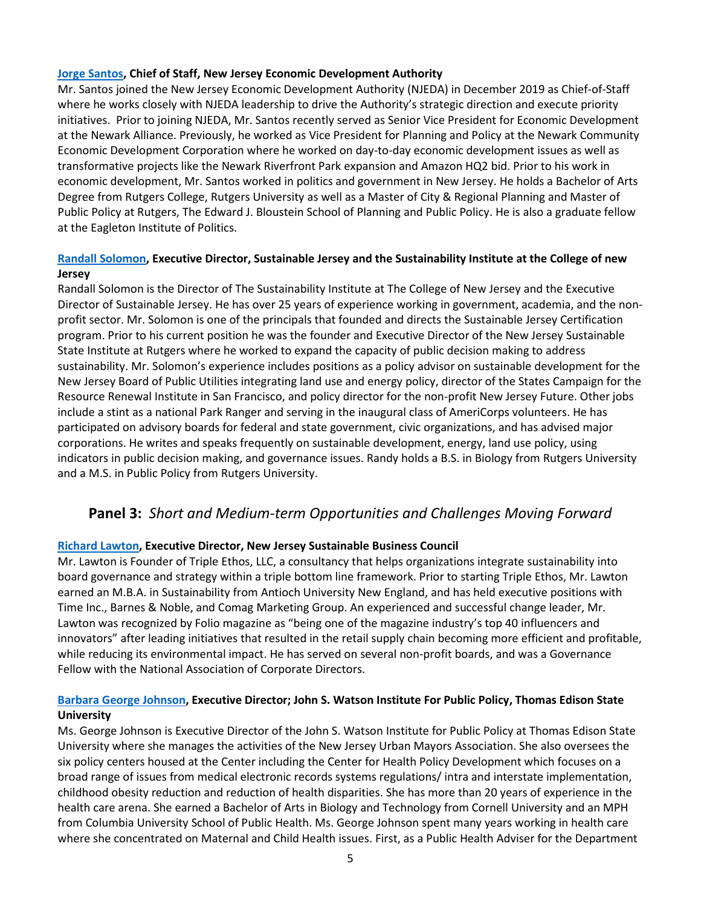**Jorge Santos, Chief of Staff, New Jersey Economic Development Authority**

Mr. Santos joined the New Jersey Economic Development Authority (NJEDA) in December 2019 as Chief-of-Staff where he works closely with NJEDA leadership to drive the Authority's strategic direction and execute priority initiatives. Prior to joining NJEDA, Mr. Santos recently served as Senior Vice President for Economic Development at the Newark Alliance. Previously, he worked as Vice President for Planning and Policy at the Newark Community Economic Development Corporation where he worked on day-to-day economic development issues as well as transformative projects like the Newark Riverfront Park expansion and Amazon HQ2 bid. Prior to his work in economic development, Mr. Santos worked in politics and government in New Jersey. He holds a Bachelor of Arts Degree from Rutgers College, Rutgers University as well as a Master of City & Regional Planning and Master of Public Policy at Rutgers, The Edward J. Bloustein School of Planning and Public Policy. He is also a graduate fellow at the Eagleton Institute of Politics.

**Randall Solomon, Executive Director, Sustainable Jersey and the Sustainability Institute at the College of new Jersey**

Randall Solomon is the Director of The Sustainability Institute at The College of New Jersey and the Executive Director of Sustainable Jersey. He has over 25 years of experience working in government, academia, and the non-profit sector. Mr. Solomon is one of the principals that founded and directs the Sustainable Jersey Certification program. Prior to his current position he was the founder and Executive Director of the New Jersey Sustainable State Institute at Rutgers where he worked to expand the capacity of public decision making to address sustainability. Mr. Solomon's experience includes positions as a policy advisor on sustainable development for the New Jersey Board of Public Utilities integrating land use and energy policy, director of the States Campaign for the Resource Renewal Institute in San Francisco, and policy director for the non-profit New Jersey Future. Other jobs include a stint as a national Park Ranger and serving in the inaugural class of AmeriCorps volunteers. He has participated on advisory boards for federal and state government, civic organizations, and has advised major corporations. He writes and speaks frequently on sustainable development, energy, land use policy, using indicators in public decision making, and governance issues. Randy holds a B.S. in Biology from Rutgers University and a M.S. in Public Policy from Rutgers University.

## Panel 3: *Short and Medium-term Opportunities and Challenges Moving Forward*

**Richard Lawton, Executive Director, New Jersey Sustainable Business Council**

Mr. Lawton is Founder of Triple Ethos, LLC, a consultancy that helps organizations integrate sustainability into board governance and strategy within a triple bottom line framework. Prior to starting Triple Ethos, Mr. Lawton earned an M.B.A. in Sustainability from Antioch University New England, and has held executive positions with Time Inc., Barnes & Noble, and Comag Marketing Group. An experienced and successful change leader, Mr. Lawton was recognized by Folio magazine as "being one of the magazine industry's top 40 influencers and innovators" after leading initiatives that resulted in the retail supply chain becoming more efficient and profitable, while reducing its environmental impact. He has served on several non-profit boards, and was a Governance Fellow with the National Association of Corporate Directors.

**Barbara George Johnson, Executive Director; John S. Watson Institute For Public Policy, Thomas Edison State University**

Ms. George Johnson is Executive Director of the John S. Watson Institute for Public Policy at Thomas Edison State University where she manages the activities of the New Jersey Urban Mayors Association. She also oversees the six policy centers housed at the Center including the Center for Health Policy Development which focuses on a broad range of issues from medical electronic records systems regulations/ intra and interstate implementation, childhood obesity reduction and reduction of health disparities. She has more than 20 years of experience in the health care arena. She earned a Bachelor of Arts in Biology and Technology from Cornell University and an MPH from Columbia University School of Public Health. Ms. George Johnson spent many years working in health care where she concentrated on Maternal and Child Health issues. First, as a Public Health Adviser for the Department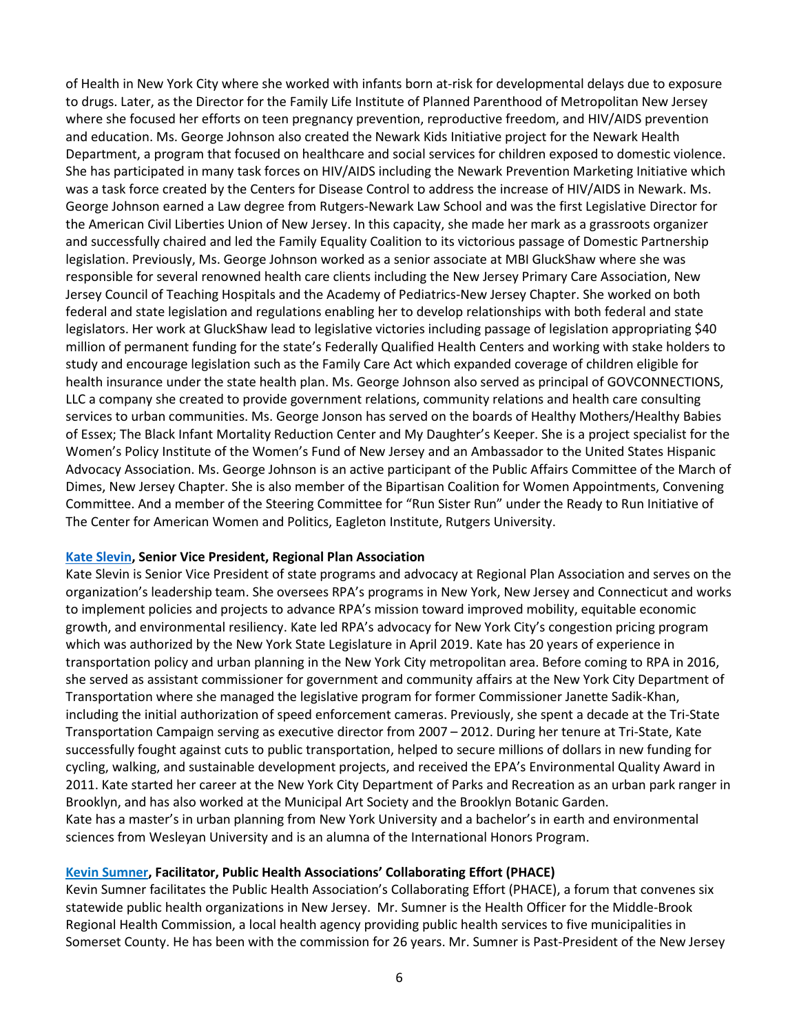of Health in New York City where she worked with infants born at-risk for developmental delays due to exposure to drugs. Later, as the Director for the Family Life Institute of Planned Parenthood of Metropolitan New Jersey where she focused her efforts on teen pregnancy prevention, reproductive freedom, and HIV/AIDS prevention and education. Ms. George Johnson also created the Newark Kids Initiative project for the Newark Health Department, a program that focused on healthcare and social services for children exposed to domestic violence. She has participated in many task forces on HIV/AIDS including the Newark Prevention Marketing Initiative which was a task force created by the Centers for Disease Control to address the increase of HIV/AIDS in Newark. Ms. George Johnson earned a Law degree from Rutgers-Newark Law School and was the first Legislative Director for the American Civil Liberties Union of New Jersey. In this capacity, she made her mark as a grassroots organizer and successfully chaired and led the Family Equality Coalition to its victorious passage of Domestic Partnership legislation. Previously, Ms. George Johnson worked as a senior associate at MBI GluckShaw where she was responsible for several renowned health care clients including the New Jersey Primary Care Association, New Jersey Council of Teaching Hospitals and the Academy of Pediatrics-New Jersey Chapter. She worked on both federal and state legislation and regulations enabling her to develop relationships with both federal and state legislators. Her work at GluckShaw lead to legislative victories including passage of legislation appropriating $40 million of permanent funding for the state's Federally Qualified Health Centers and working with stake holders to study and encourage legislation such as the Family Care Act which expanded coverage of children eligible for health insurance under the state health plan. Ms. George Johnson also served as principal of GOVCONNECTIONS, LLC a company she created to provide government relations, community relations and health care consulting services to urban communities. Ms. George Jonson has served on the boards of Healthy Mothers/Healthy Babies of Essex; The Black Infant Mortality Reduction Center and My Daughter's Keeper. She is a project specialist for the Women's Policy Institute of the Women's Fund of New Jersey and an Ambassador to the United States Hispanic Advocacy Association. Ms. George Johnson is an active participant of the Public Affairs Committee of the March of Dimes, New Jersey Chapter. She is also member of the Bipartisan Coalition for Women Appointments, Convening Committee. And a member of the Steering Committee for "Run Sister Run" under the Ready to Run Initiative of The Center for American Women and Politics, Eagleton Institute, Rutgers University.

**Kate Slevin, Senior Vice President, Regional Plan Association**

Kate Slevin is Senior Vice President of state programs and advocacy at Regional Plan Association and serves on the organization's leadership team. She oversees RPA's programs in New York, New Jersey and Connecticut and works to implement policies and projects to advance RPA's mission toward improved mobility, equitable economic growth, and environmental resiliency. Kate led RPA's advocacy for New York City's congestion pricing program which was authorized by the New York State Legislature in April 2019. Kate has 20 years of experience in transportation policy and urban planning in the New York City metropolitan area. Before coming to RPA in 2016, she served as assistant commissioner for government and community affairs at the New York City Department of Transportation where she managed the legislative program for former Commissioner Janette Sadik-Khan, including the initial authorization of speed enforcement cameras. Previously, she spent a decade at the Tri-State Transportation Campaign serving as executive director from 2007 – 2012. During her tenure at Tri-State, Kate successfully fought against cuts to public transportation, helped to secure millions of dollars in new funding for cycling, walking, and sustainable development projects, and received the EPA's Environmental Quality Award in 2011. Kate started her career at the New York City Department of Parks and Recreation as an urban park ranger in Brooklyn, and has also worked at the Municipal Art Society and the Brooklyn Botanic Garden.
Kate has a master's in urban planning from New York University and a bachelor's in earth and environmental sciences from Wesleyan University and is an alumna of the International Honors Program.

**Kevin Sumner, Facilitator, Public Health Associations' Collaborating Effort (PHACE)**

Kevin Sumner facilitates the Public Health Association's Collaborating Effort (PHACE), a forum that convenes six statewide public health organizations in New Jersey. Mr. Sumner is the Health Officer for the Middle-Brook Regional Health Commission, a local health agency providing public health services to five municipalities in Somerset County. He has been with the commission for 26 years. Mr. Sumner is Past-President of the New Jersey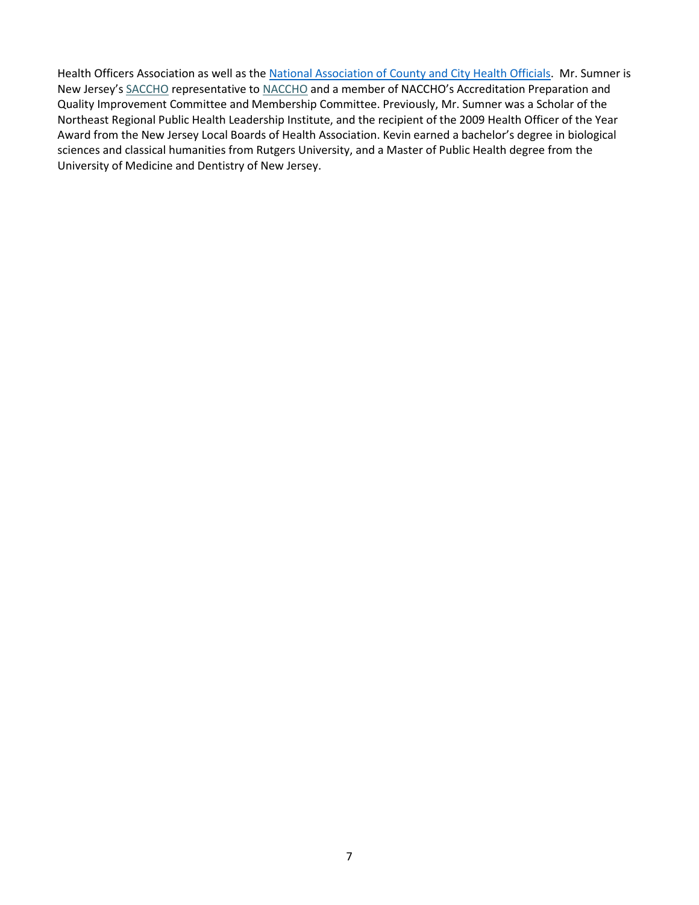Health Officers Association as well as the National Association of County and City Health Officials. Mr. Sumner is New Jersey's SACCHO representative to NACCHO and a member of NACCHO's Accreditation Preparation and Quality Improvement Committee and Membership Committee. Previously, Mr. Sumner was a Scholar of the Northeast Regional Public Health Leadership Institute, and the recipient of the 2009 Health Officer of the Year Award from the New Jersey Local Boards of Health Association. Kevin earned a bachelor's degree in biological sciences and classical humanities from Rutgers University, and a Master of Public Health degree from the University of Medicine and Dentistry of New Jersey.